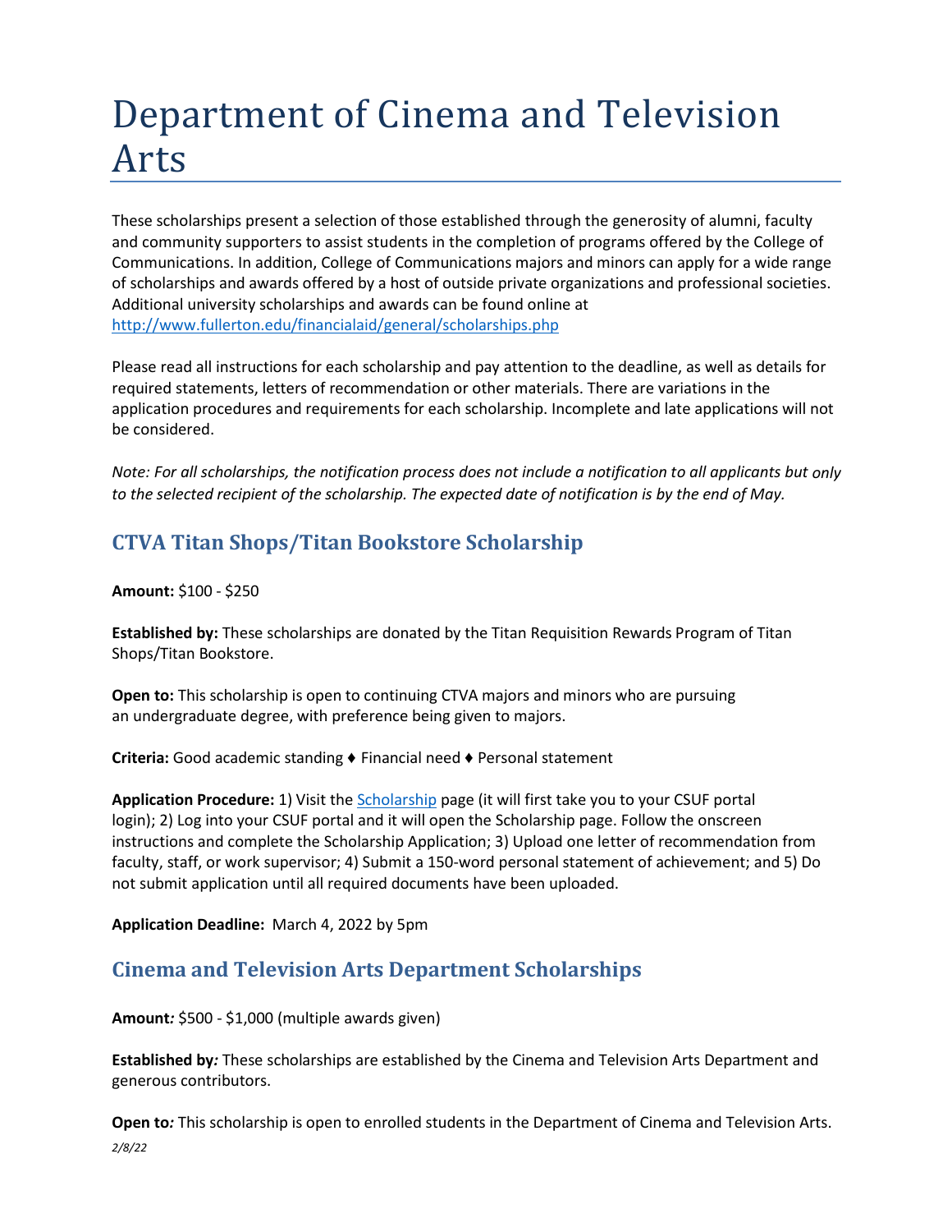# Department of Cinema and Television Arts

These scholarships present a selection of those established through the generosity of alumni, faculty and community supporters to assist students in the completion of programs offered by the College of Communications. In addition, College of Communications majors and minors can apply for a wide range of scholarships and awards offered by a host of outside private organizations and professional societies. Additional university scholarships and awards can be found online at [http://www.fullerton.edu/financialaid/general/scholarships.php](http://www.fullerton.edu/financialaid/general/scholarships.php)

Please read all instructions for each scholarship and pay attention to the deadline, as well as details for required statements, letters of recommendation or other materials. There are variations in the application procedures and requirements for each scholarship. Incomplete and late applications will not be considered.

*Note: For all scholarships, the notification process does not include a notification to all applicants but only to the selected recipient of the scholarship. The expected date of notification is by the end of May.*

## CTVA Titan Shops/Titan Bookstore Scholarship

**Amount:** $100 - $250

**Established by:** These scholarships are donated by the Titan Requisition Rewards Program of Titan Shops/Titan Bookstore.

**Open to:** This scholarship is open to continuing CTVA majors and minors who are pursuing an undergraduate degree, with preference being given to majors.

**Criteria:** Good academic standing ♦ Financial need ♦ Personal statement

**Application Procedure:** 1) Visit the Scholarship page (it will first take you to your CSUF portal login); 2) Log into your CSUF portal and it will open the Scholarship page. Follow the onscreen instructions and complete the Scholarship Application; 3) Upload one letter of recommendation from faculty, staff, or work supervisor; 4) Submit a 150-word personal statement of achievement; and 5) Do not submit application until all required documents have been uploaded.

**Application Deadline:** March 4, 2022 by 5pm

## Cinema and Television Arts Department Scholarships

**Amount*:*** $500 - $1,000 (multiple awards given)

**Established by*:*** These scholarships are established by the Cinema and Television Arts Department and generous contributors.

**Open to*:*** This scholarship is open to enrolled students in the Department of Cinema and Television Arts.

*2/8/22*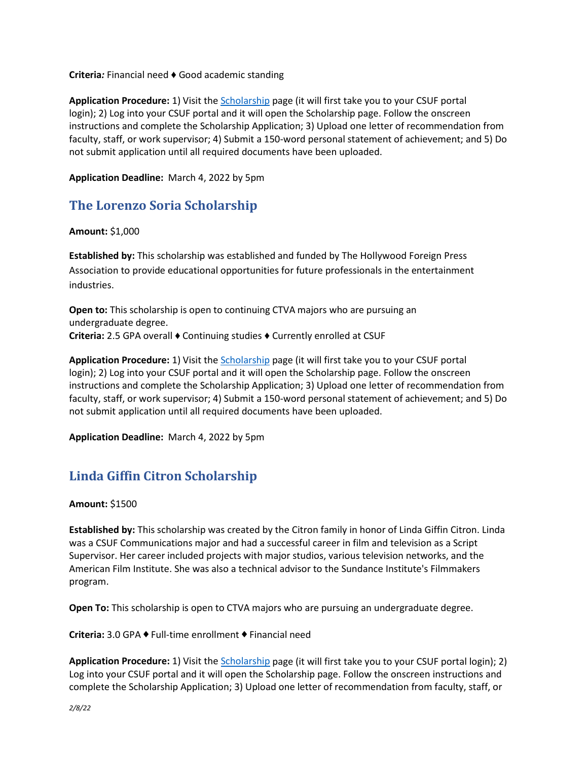**Criteria***:* Financial need ♦ Good academic standing

**Application Procedure:** 1) Visit the Scholarship page (it will first take you to your CSUF portal login); 2) Log into your CSUF portal and it will open the Scholarship page. Follow the onscreen instructions and complete the Scholarship Application; 3) Upload one letter of recommendation from faculty, staff, or work supervisor; 4) Submit a 150-word personal statement of achievement; and 5) Do not submit application until all required documents have been uploaded.

**Application Deadline:** March 4, 2022 by 5pm

## The Lorenzo Soria Scholarship

**Amount:** $1,000

**Established by:** This scholarship was established and funded by The Hollywood Foreign Press Association to provide educational opportunities for future professionals in the entertainment industries.

**Open to:** This scholarship is open to continuing CTVA majors who are pursuing an undergraduate degree.
**Criteria:** 2.5 GPA overall ♦ Continuing studies ♦ Currently enrolled at CSUF

**Application Procedure:** 1) Visit the Scholarship page (it will first take you to your CSUF portal login); 2) Log into your CSUF portal and it will open the Scholarship page. Follow the onscreen instructions and complete the Scholarship Application; 3) Upload one letter of recommendation from faculty, staff, or work supervisor; 4) Submit a 150-word personal statement of achievement; and 5) Do not submit application until all required documents have been uploaded.

**Application Deadline:** March 4, 2022 by 5pm

## Linda Giffin Citron Scholarship

**Amount:** $1500

**Established by:** This scholarship was created by the Citron family in honor of Linda Giffin Citron. Linda was a CSUF Communications major and had a successful career in film and television as a Script Supervisor. Her career included projects with major studios, various television networks, and the American Film Institute. She was also a technical advisor to the Sundance Institute's Filmmakers program.

**Open To:** This scholarship is open to CTVA majors who are pursuing an undergraduate degree.

**Criteria:** 3.0 GPA ♦ Full-time enrollment ♦ Financial need

**Application Procedure:** 1) Visit the Scholarship page (it will first take you to your CSUF portal login); 2) Log into your CSUF portal and it will open the Scholarship page. Follow the onscreen instructions and complete the Scholarship Application; 3) Upload one letter of recommendation from faculty, staff, or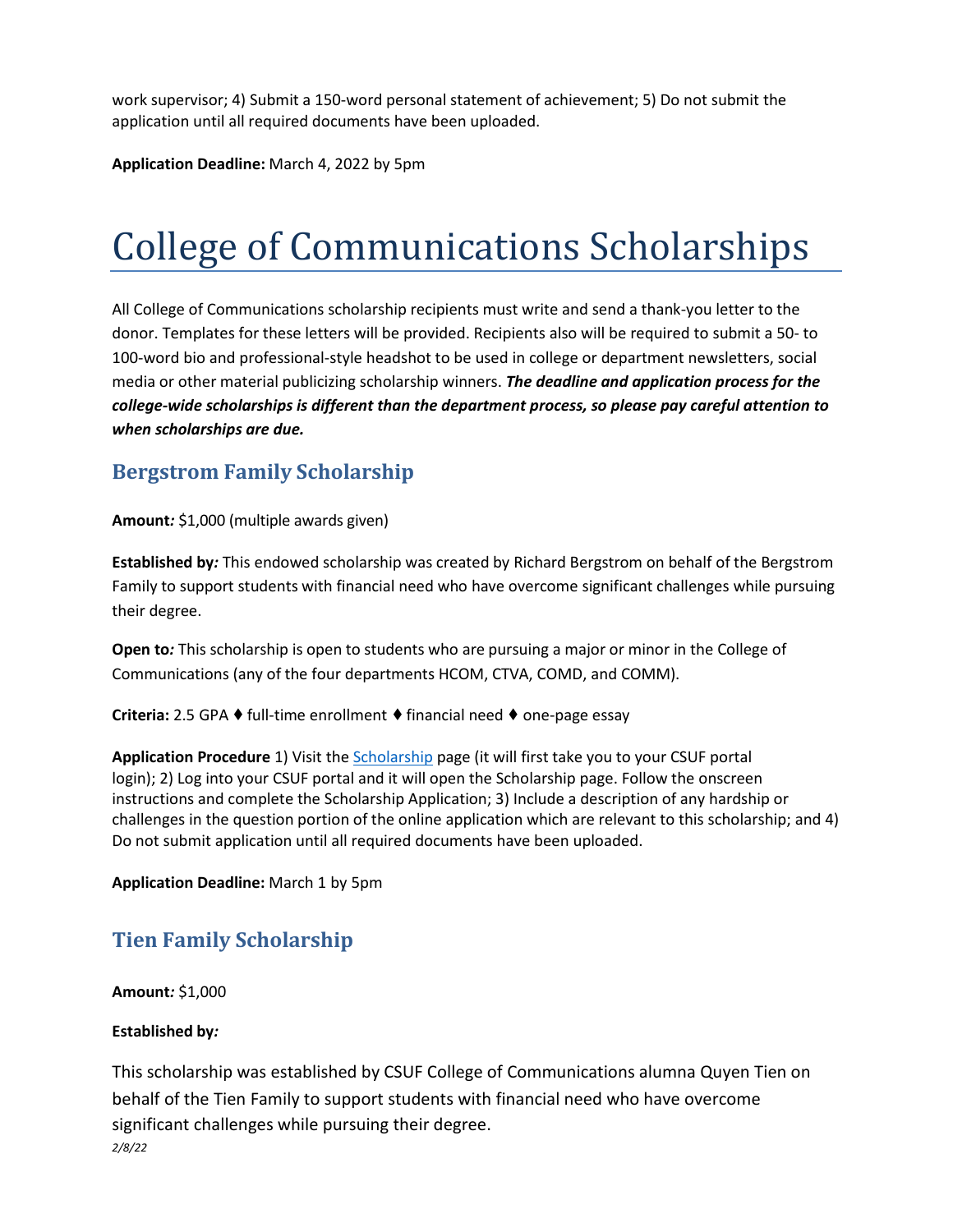work supervisor; 4) Submit a 150-word personal statement of achievement; 5) Do not submit the application until all required documents have been uploaded.

**Application Deadline:** March 4, 2022 by 5pm

# College of Communications Scholarships

All College of Communications scholarship recipients must write and send a thank-you letter to the donor. Templates for these letters will be provided. Recipients also will be required to submit a 50- to 100-word bio and professional-style headshot to be used in college or department newsletters, social media or other material publicizing scholarship winners. ***The deadline and application process for the college-wide scholarships is different than the department process, so please pay careful attention to when scholarships are due.***

## Bergstrom Family Scholarship

**Amount:** $1,000 (multiple awards given)

**Established by:** This endowed scholarship was created by Richard Bergstrom on behalf of the Bergstrom Family to support students with financial need who have overcome significant challenges while pursuing their degree.

**Open to:** This scholarship is open to students who are pursuing a major or minor in the College of Communications (any of the four departments HCOM, CTVA, COMD, and COMM).

**Criteria:** 2.5 GPA ♦ full-time enrollment ♦ financial need ♦ one-page essay

**Application Procedure** 1) Visit the Scholarship page (it will first take you to your CSUF portal login); 2) Log into your CSUF portal and it will open the Scholarship page. Follow the onscreen instructions and complete the Scholarship Application; 3) Include a description of any hardship or challenges in the question portion of the online application which are relevant to this scholarship; and 4) Do not submit application until all required documents have been uploaded.

**Application Deadline:** March 1 by 5pm

## Tien Family Scholarship

**Amount:** $1,000

**Established by:**

This scholarship was established by CSUF College of Communications alumna Quyen Tien on behalf of the Tien Family to support students with financial need who have overcome significant challenges while pursuing their degree.

*2/8/22*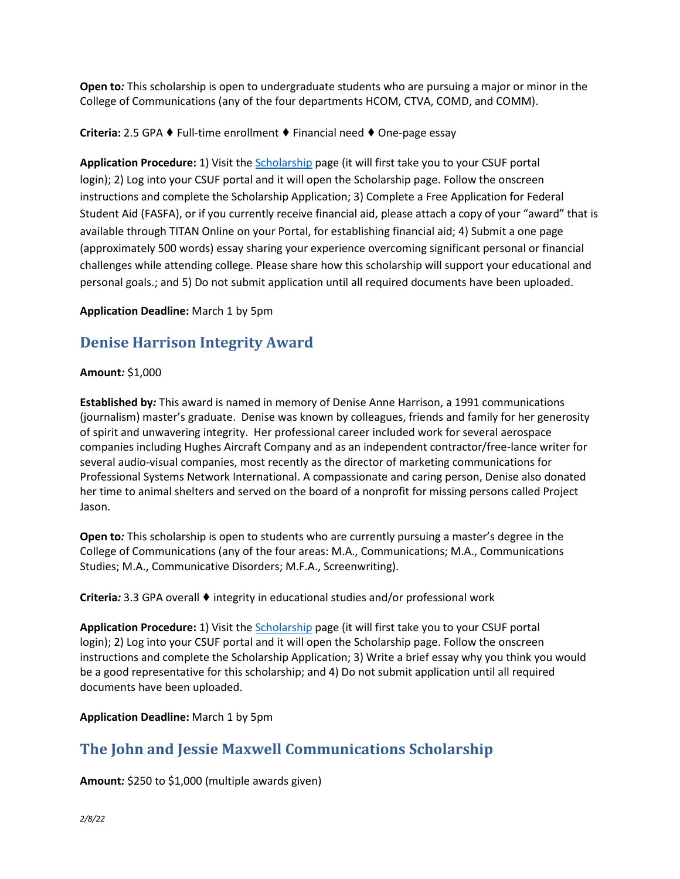**Open to:** This scholarship is open to undergraduate students who are pursuing a major or minor in the College of Communications (any of the four departments HCOM, CTVA, COMD, and COMM).

**Criteria:** 2.5 GPA ♦ Full-time enrollment ♦ Financial need ♦ One-page essay

**Application Procedure:** 1) Visit the Scholarship page (it will first take you to your CSUF portal login); 2) Log into your CSUF portal and it will open the Scholarship page. Follow the onscreen instructions and complete the Scholarship Application; 3) Complete a Free Application for Federal Student Aid (FASFA), or if you currently receive financial aid, please attach a copy of your "award" that is available through TITAN Online on your Portal, for establishing financial aid; 4) Submit a one page (approximately 500 words) essay sharing your experience overcoming significant personal or financial challenges while attending college. Please share how this scholarship will support your educational and personal goals.; and 5) Do not submit application until all required documents have been uploaded.

**Application Deadline:** March 1 by 5pm

## Denise Harrison Integrity Award

**Amount:** $1,000

**Established by:** This award is named in memory of Denise Anne Harrison, a 1991 communications (journalism) master's graduate. Denise was known by colleagues, friends and family for her generosity of spirit and unwavering integrity. Her professional career included work for several aerospace companies including Hughes Aircraft Company and as an independent contractor/free-lance writer for several audio-visual companies, most recently as the director of marketing communications for Professional Systems Network International. A compassionate and caring person, Denise also donated her time to animal shelters and served on the board of a nonprofit for missing persons called Project Jason.

**Open to:** This scholarship is open to students who are currently pursuing a master's degree in the College of Communications (any of the four areas: M.A., Communications; M.A., Communications Studies; M.A., Communicative Disorders; M.F.A., Screenwriting).

**Criteria:** 3.3 GPA overall ♦ integrity in educational studies and/or professional work

**Application Procedure:** 1) Visit the Scholarship page (it will first take you to your CSUF portal login); 2) Log into your CSUF portal and it will open the Scholarship page. Follow the onscreen instructions and complete the Scholarship Application; 3) Write a brief essay why you think you would be a good representative for this scholarship; and 4) Do not submit application until all required documents have been uploaded.

**Application Deadline:** March 1 by 5pm

## The John and Jessie Maxwell Communications Scholarship

**Amount:** $250 to $1,000 (multiple awards given)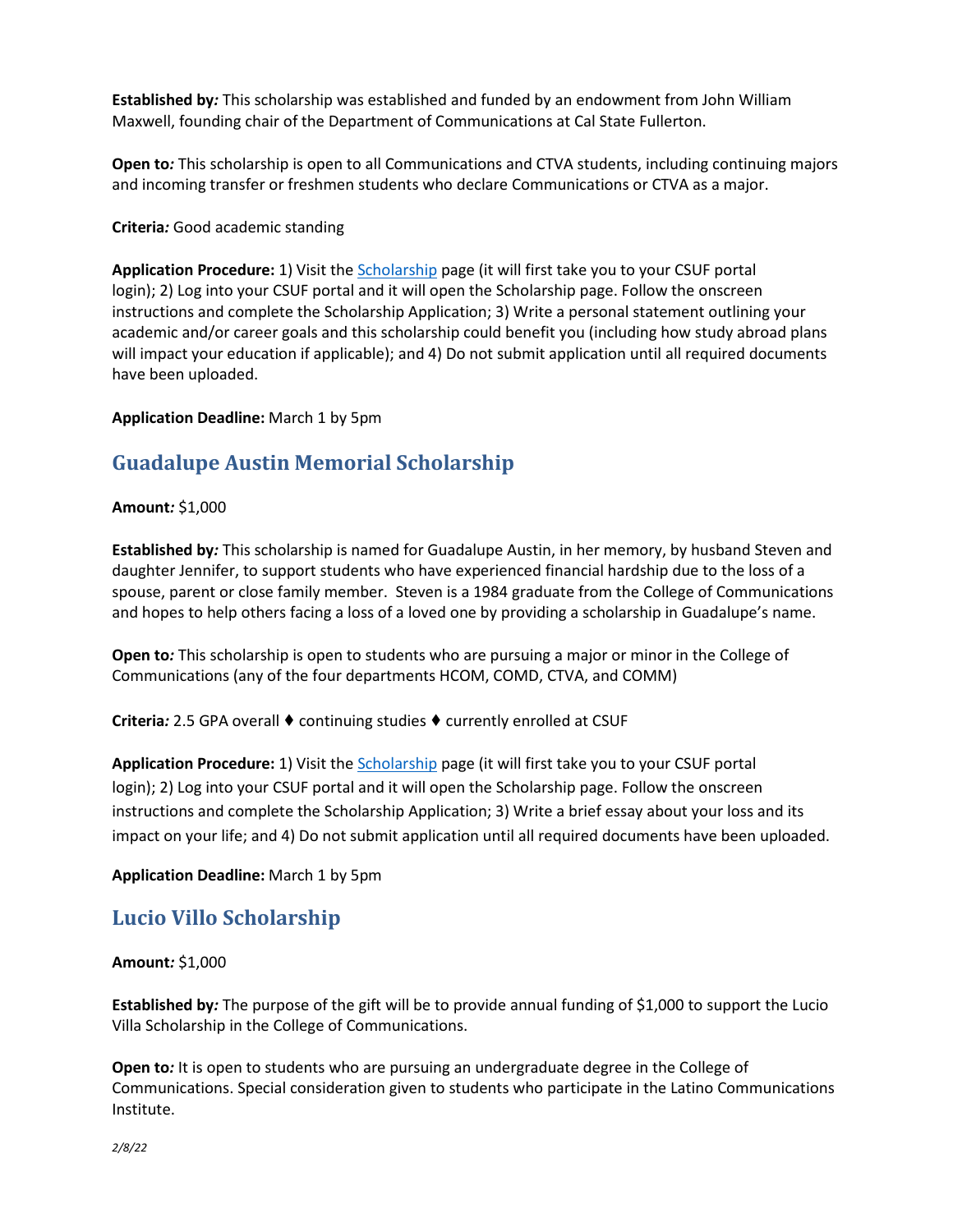**Established by*:*** This scholarship was established and funded by an endowment from John William Maxwell, founding chair of the Department of Communications at Cal State Fullerton.

**Open to*:*** This scholarship is open to all Communications and CTVA students, including continuing majors and incoming transfer or freshmen students who declare Communications or CTVA as a major.

**Criteria*:*** Good academic standing

**Application Procedure:** 1) Visit the Scholarship page (it will first take you to your CSUF portal login); 2) Log into your CSUF portal and it will open the Scholarship page. Follow the onscreen instructions and complete the Scholarship Application; 3) Write a personal statement outlining your academic and/or career goals and this scholarship could benefit you (including how study abroad plans will impact your education if applicable); and 4) Do not submit application until all required documents have been uploaded.

**Application Deadline:** March 1 by 5pm

## Guadalupe Austin Memorial Scholarship

**Amount*:*** $1,000

**Established by*:*** This scholarship is named for Guadalupe Austin, in her memory, by husband Steven and daughter Jennifer, to support students who have experienced financial hardship due to the loss of a spouse, parent or close family member. Steven is a 1984 graduate from the College of Communications and hopes to help others facing a loss of a loved one by providing a scholarship in Guadalupe's name.

**Open to*:*** This scholarship is open to students who are pursuing a major or minor in the College of Communications (any of the four departments HCOM, COMD, CTVA, and COMM)

**Criteria*:*** 2.5 GPA overall ♦ continuing studies ♦ currently enrolled at CSUF

**Application Procedure:** 1) Visit the Scholarship page (it will first take you to your CSUF portal login); 2) Log into your CSUF portal and it will open the Scholarship page. Follow the onscreen instructions and complete the Scholarship Application; 3) Write a brief essay about your loss and its impact on your life; and 4) Do not submit application until all required documents have been uploaded.

**Application Deadline:** March 1 by 5pm

## Lucio Villo Scholarship

**Amount*:*** $1,000

**Established by*:*** The purpose of the gift will be to provide annual funding of $1,000 to support the Lucio Villa Scholarship in the College of Communications.

**Open to*:*** It is open to students who are pursuing an undergraduate degree in the College of Communications. Special consideration given to students who participate in the Latino Communications Institute.

*2/8/22*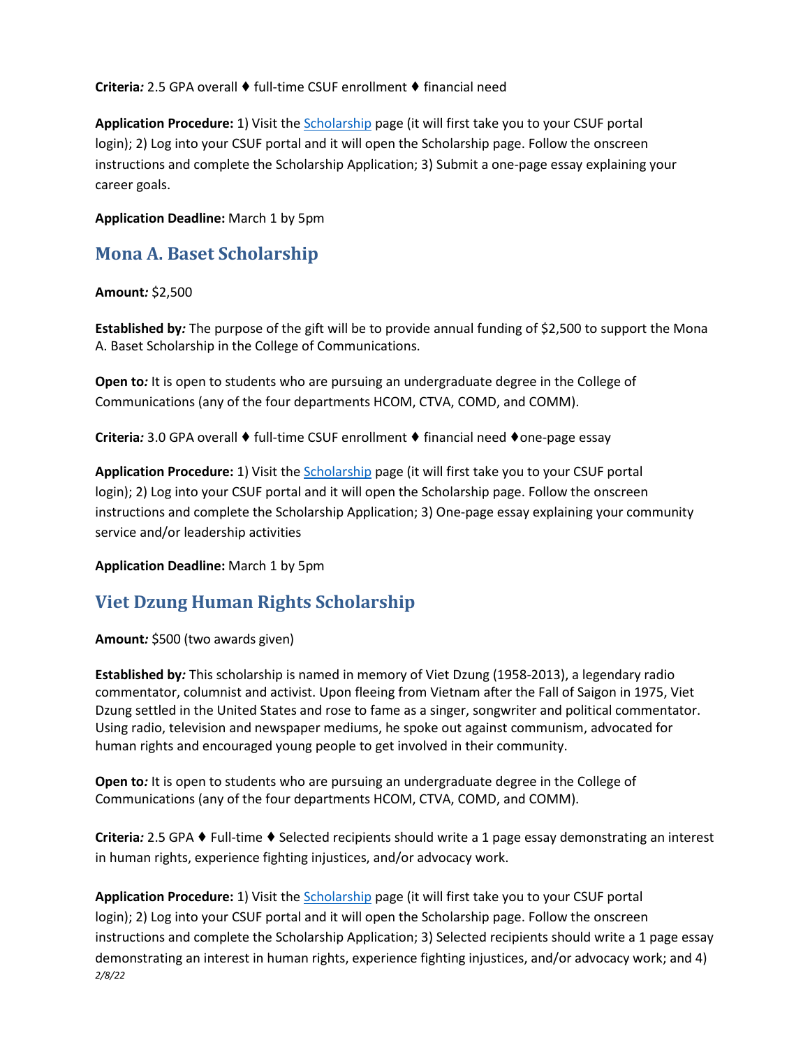**Criteria:** 2.5 GPA overall ♦ full-time CSUF enrollment ♦ financial need

**Application Procedure:** 1) Visit the Scholarship page (it will first take you to your CSUF portal login); 2) Log into your CSUF portal and it will open the Scholarship page. Follow the onscreen instructions and complete the Scholarship Application; 3) Submit a one-page essay explaining your career goals.

**Application Deadline:** March 1 by 5pm

## Mona A. Baset Scholarship

**Amount:** $2,500

**Established by:** The purpose of the gift will be to provide annual funding of $2,500 to support the Mona A. Baset Scholarship in the College of Communications.

**Open to:** It is open to students who are pursuing an undergraduate degree in the College of Communications (any of the four departments HCOM, CTVA, COMD, and COMM).

**Criteria:** 3.0 GPA overall ♦ full-time CSUF enrollment ♦ financial need ♦one-page essay

**Application Procedure:** 1) Visit the Scholarship page (it will first take you to your CSUF portal login); 2) Log into your CSUF portal and it will open the Scholarship page. Follow the onscreen instructions and complete the Scholarship Application; 3) One-page essay explaining your community service and/or leadership activities

**Application Deadline:** March 1 by 5pm

## Viet Dzung Human Rights Scholarship

**Amount:** $500 (two awards given)

**Established by:** This scholarship is named in memory of Viet Dzung (1958-2013), a legendary radio commentator, columnist and activist. Upon fleeing from Vietnam after the Fall of Saigon in 1975, Viet Dzung settled in the United States and rose to fame as a singer, songwriter and political commentator. Using radio, television and newspaper mediums, he spoke out against communism, advocated for human rights and encouraged young people to get involved in their community.

**Open to:** It is open to students who are pursuing an undergraduate degree in the College of Communications (any of the four departments HCOM, CTVA, COMD, and COMM).

**Criteria:** 2.5 GPA ♦ Full-time ♦ Selected recipients should write a 1 page essay demonstrating an interest in human rights, experience fighting injustices, and/or advocacy work.

**Application Procedure:** 1) Visit the Scholarship page (it will first take you to your CSUF portal login); 2) Log into your CSUF portal and it will open the Scholarship page. Follow the onscreen instructions and complete the Scholarship Application; 3) Selected recipients should write a 1 page essay demonstrating an interest in human rights, experience fighting injustices, and/or advocacy work; and 4)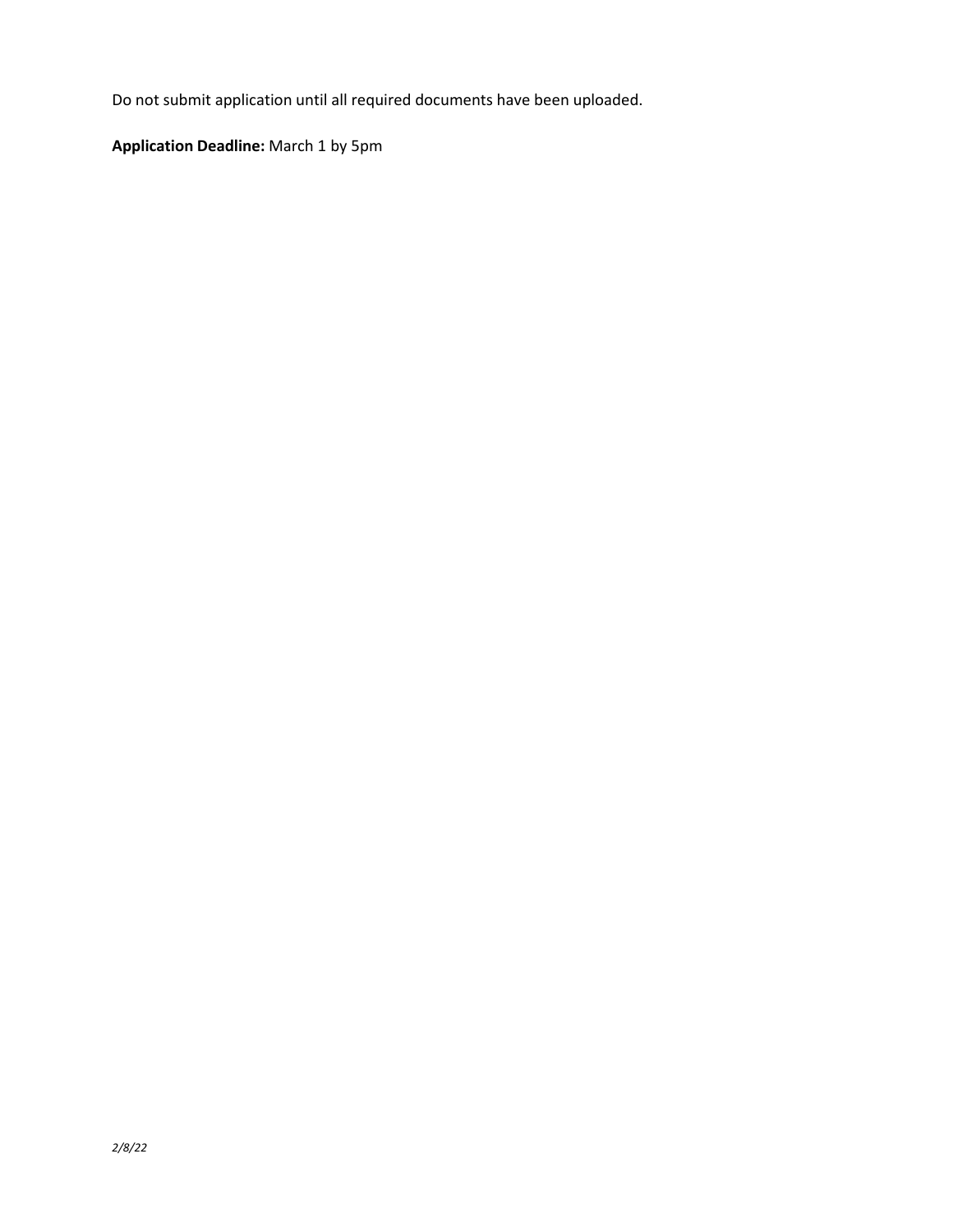Do not submit application until all required documents have been uploaded.

**Application Deadline:** March 1 by 5pm

*2/8/22*